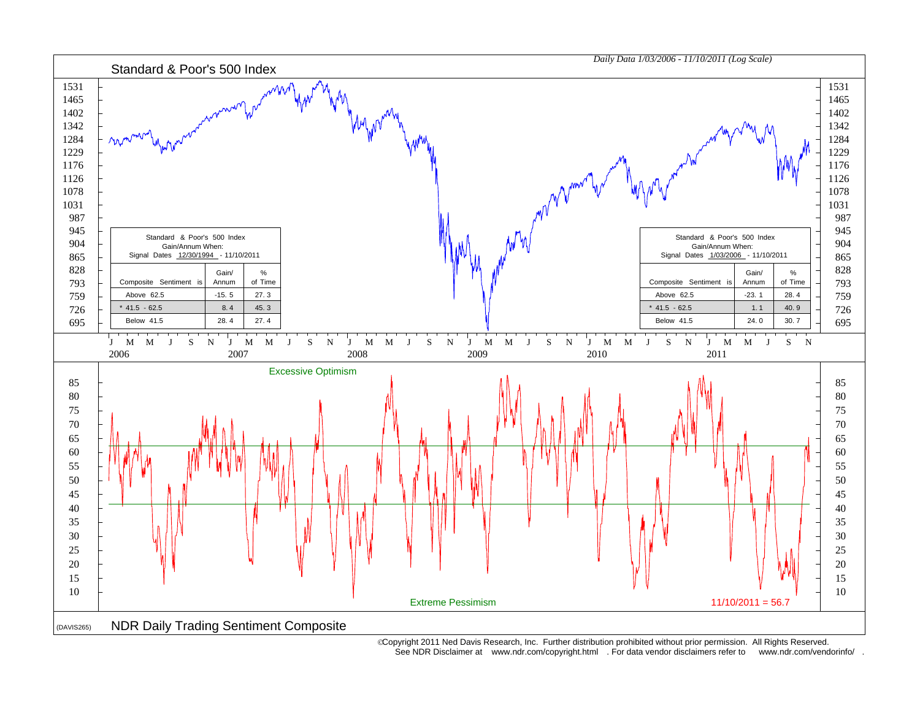## Standard & Poor's 500 Index

*Daily Data 1/03/2006 - 11/10/2011 (Log Scale)*

Standard & Poor's 500 Index
Gain/Annum When:
Signal Dates 12/30/1994 - 11/10/2011

| Composite Sentiment is | Gain/Annum | % of Time |
|---|---|---|
| Above 62.5 | -15.5 | 27.3 |
| * 41.5 - 62.5 | 8.4 | 45.3 |
| Below 41.5 | 28.4 | 27.4 |

Standard & Poor's 500 Index
Gain/Annum When:
Signal Dates 1/03/2006 - 11/10/2011

| Composite Sentiment is | Gain/Annum | % of Time |
|---|---|---|
| Above 62.5 | -23.1 | 28.4 |
| * 41.5 - 62.5 | 1.1 | 40.9 |
| Below 41.5 | 24.0 | 30.7 |

Excessive Optimism

Extreme Pessimism

11/10/2011 = 56.7

(DAVIS265)

## NDR Daily Trading Sentiment Composite

©Copyright 2011 Ned Davis Research, Inc. Further distribution prohibited without prior permission. All Rights Reserved.
See NDR Disclaimer at www.ndr.com/copyright.html . For data vendor disclaimers refer to www.ndr.com/vendorinfo/ .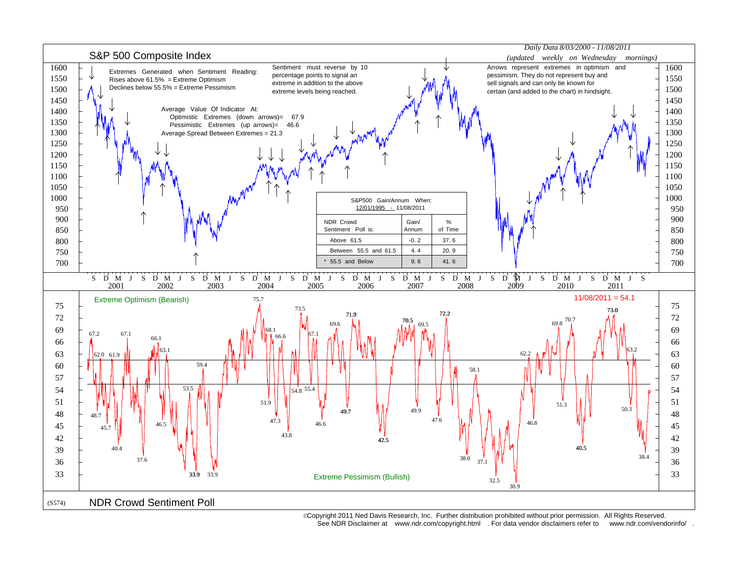Daily Data 8/03/2000 - 11/08/2011

(updated weekly on Wednesday mornings)

S&P 500 Composite Index

Extremes Generated when Sentiment Reading:
Rises above 61.5% = Extreme Optimism
Declines below 55.5% = Extreme Pessimism

Sentiment must reverse by 10 percentage points to signal an extreme in addition to the above extreme levels being reached.

Arrows represent extremes in optimism and pessimism. They do not represent buy and sell signals and can only be known for certain (and added to the chart) in hindsight.

Average Value Of Indicator At:
Optimistic Extremes (down arrows)= 67.9
Pessimistic Extremes (up arrows)= 46.6
Average Spread Between Extremes = 21.3

S&P500 Gain/Annum When:
12/01/1995 - 11/08/2011

| NDR Crowd Sentiment Poll is: | Gain/ Annum | % of Time |
|---|---|---|
| Above 61.5 | -0.2 | 37.6 |
| Between 55.5 and 61.5 | 4.4 | 20.9 |
| * 55.5 and Below | 9.6 | 41.6 |

1600
1550
1500
1450
1400
1350
1300
1250
1200
1150
1100
1050
1000
950
900
850
800
750
700

S D M J S D M J S D M J S D M J S D M J S D M J S D M J S D M J S D M J S D M J S D M J S

2001 2002 2003 2004 2005 2006 2007 2008 2009 2010 2011

Extreme Optimism (Bearish)

11/08/2011 = 54.1

Extreme Pessimism (Bullish)

75
72
69
66
63
60
57
54
51
48
45
42
39
36
33

67.2 62.0 61.9 48.7 45.7 40.4 67.1 37.6 66.1 63.1 46.5 59.4 53.5 33.9 33.9 75.7 68.1 66.6 51.9 47.3 43.8 73.5 67.1 54.8 55.4 46.6 69.6 71.9 49.7 42.5 70.5 69.5 49.9 72.2 47.6 58.1 38.0 37.1 32.5 30.9 62.2 46.8 69.8 70.7 51.3 40.5 73.0 63.2 50.3 38.4

(S574)

NDR Crowd Sentiment Poll

©Copyright 2011 Ned Davis Research, Inc. Further distribution prohibited without prior permission. All Rights Reserved.
See NDR Disclaimer at www.ndr.com/copyright.html . For data vendor disclaimers refer to www.ndr.com/vendorinfo/ .